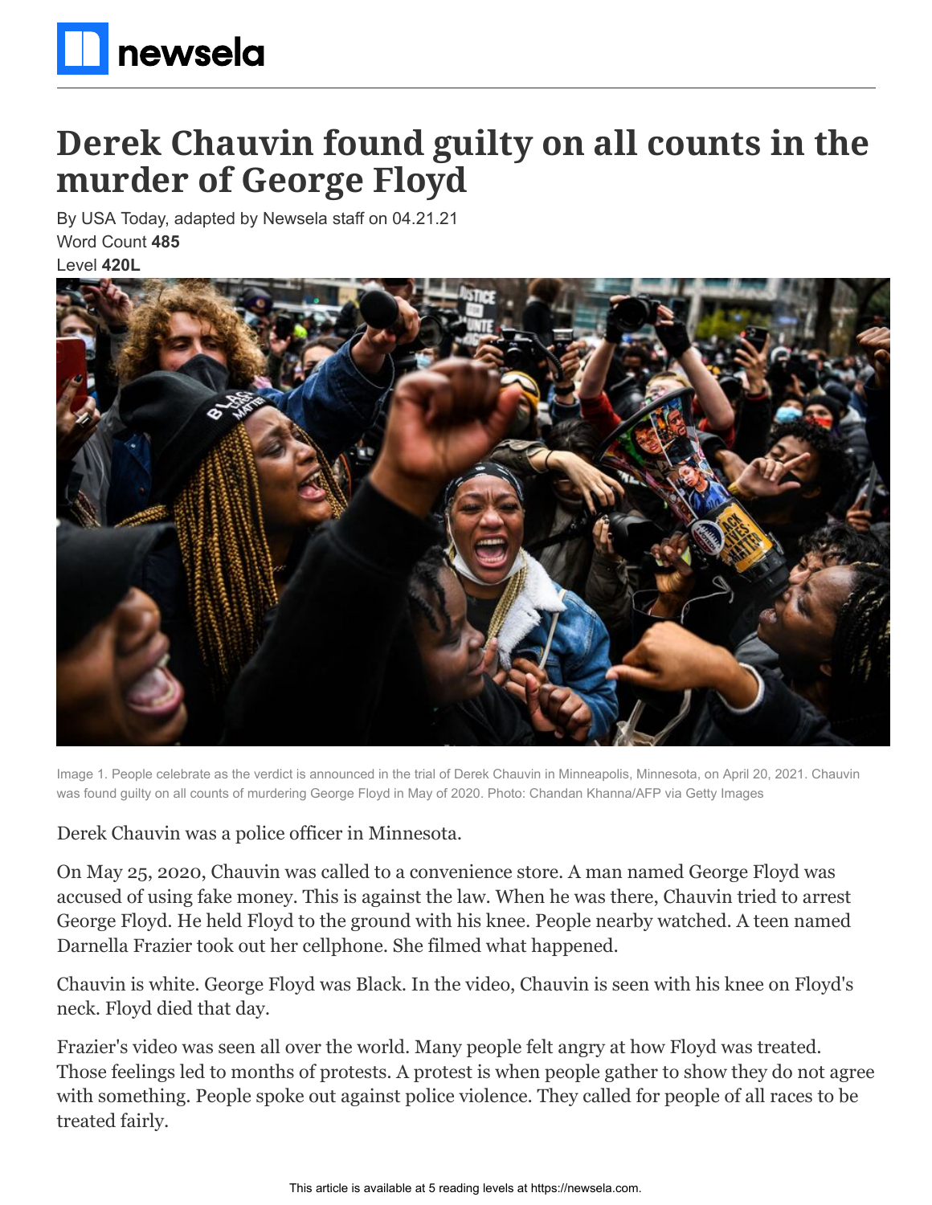# Derek Chauvin found guilty on all counts in the murder of George Floyd

By USA Today, adapted by Newsela staff on 04.21.21

Word Count **485**

Level **420L**

Image 1. People celebrate as the verdict is announced in the trial of Derek Chauvin in Minneapolis, Minnesota, on April 20, 2021. Chauvin was found guilty on all counts of murdering George Floyd in May of 2020. Photo: Chandan Khanna/AFP via Getty Images

Derek Chauvin was a police officer in Minnesota.

On May 25, 2020, Chauvin was called to a convenience store. A man named George Floyd was accused of using fake money. This is against the law. When he was there, Chauvin tried to arrest George Floyd. He held Floyd to the ground with his knee. People nearby watched. A teen named Darnella Frazier took out her cellphone. She filmed what happened.

Chauvin is white. George Floyd was Black. In the video, Chauvin is seen with his knee on Floyd's neck. Floyd died that day.

Frazier's video was seen all over the world. Many people felt angry at how Floyd was treated. Those feelings led to months of protests. A protest is when people gather to show they do not agree with something. People spoke out against police violence. They called for people of all races to be treated fairly.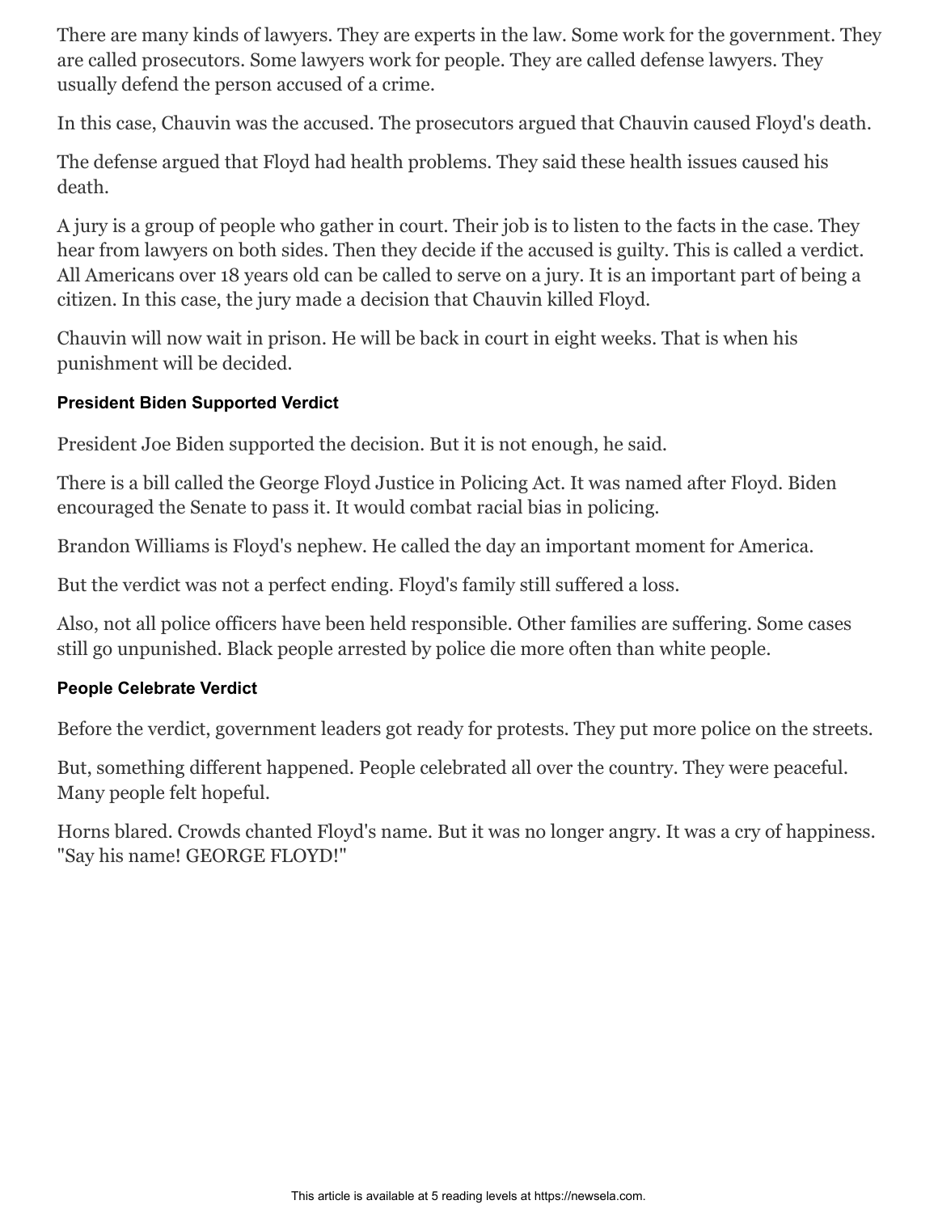There are many kinds of lawyers. They are experts in the law. Some work for the government. They are called prosecutors. Some lawyers work for people. They are called defense lawyers. They usually defend the person accused of a crime.

In this case, Chauvin was the accused. The prosecutors argued that Chauvin caused Floyd's death.

The defense argued that Floyd had health problems. They said these health issues caused his death.

A jury is a group of people who gather in court. Their job is to listen to the facts in the case. They hear from lawyers on both sides. Then they decide if the accused is guilty. This is called a verdict. All Americans over 18 years old can be called to serve on a jury. It is an important part of being a citizen. In this case, the jury made a decision that Chauvin killed Floyd.

Chauvin will now wait in prison. He will be back in court in eight weeks. That is when his punishment will be decided.

#### President Biden Supported Verdict

President Joe Biden supported the decision. But it is not enough, he said.

There is a bill called the George Floyd Justice in Policing Act. It was named after Floyd. Biden encouraged the Senate to pass it. It would combat racial bias in policing.

Brandon Williams is Floyd's nephew. He called the day an important moment for America.

But the verdict was not a perfect ending. Floyd's family still suffered a loss.

Also, not all police officers have been held responsible. Other families are suffering. Some cases still go unpunished. Black people arrested by police die more often than white people.

#### People Celebrate Verdict

Before the verdict, government leaders got ready for protests. They put more police on the streets.

But, something different happened. People celebrated all over the country. They were peaceful. Many people felt hopeful.

Horns blared. Crowds chanted Floyd's name. But it was no longer angry. It was a cry of happiness. "Say his name! GEORGE FLOYD!"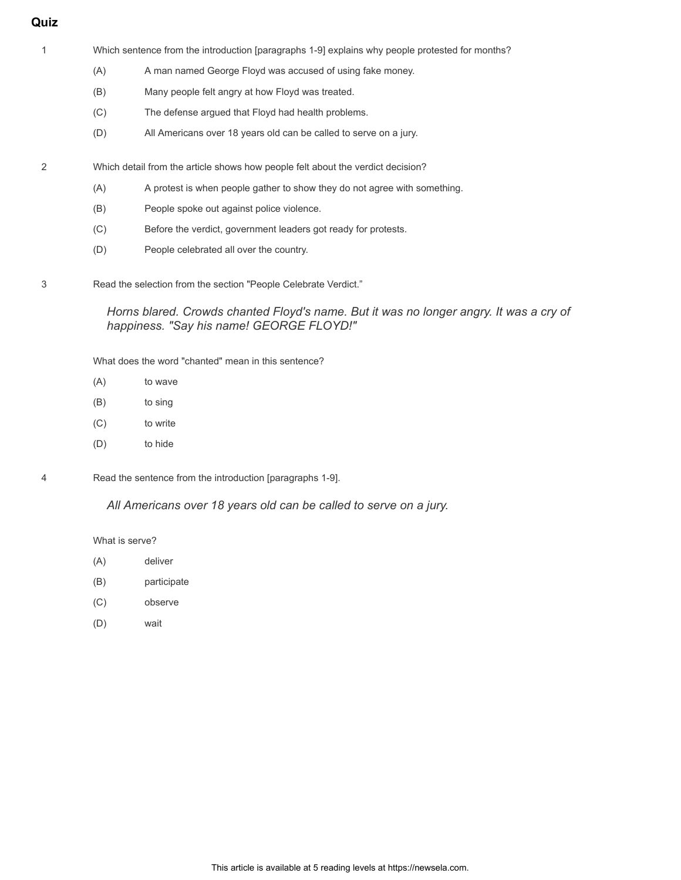## Quiz

1. Which sentence from the introduction [paragraphs 1-9] explains why people protested for months?

   (A) A man named George Floyd was accused of using fake money.

   (B) Many people felt angry at how Floyd was treated.

   (C) The defense argued that Floyd had health problems.

   (D) All Americans over 18 years old can be called to serve on a jury.

2. Which detail from the article shows how people felt about the verdict decision?

   (A) A protest is when people gather to show they do not agree with something.

   (B) People spoke out against police violence.

   (C) Before the verdict, government leaders got ready for protests.

   (D) People celebrated all over the country.

3. Read the selection from the section "People Celebrate Verdict."

   > *Horns blared. Crowds chanted Floyd's name. But it was no longer angry. It was a cry of happiness. "Say his name! GEORGE FLOYD!"*

   What does the word "chanted" mean in this sentence?

   (A) to wave

   (B) to sing

   (C) to write

   (D) to hide

4. Read the sentence from the introduction [paragraphs 1-9].

   > *All Americans over 18 years old can be called to serve on a jury.*

   What is serve?

   (A) deliver

   (B) participate

   (C) observe

   (D) wait

This article is available at 5 reading levels at https://newsela.com.